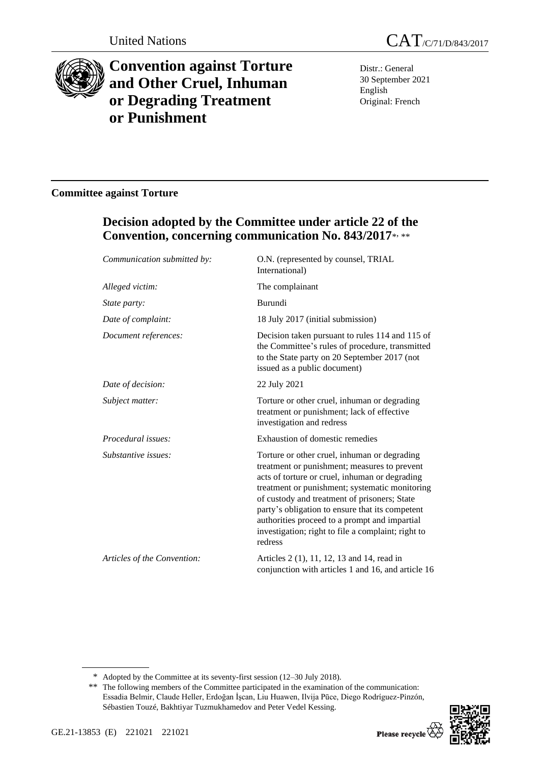United Nations

CAT/C/71/D/843/2017

# Convention against Torture and Other Cruel, Inhuman or Degrading Treatment or Punishment

Distr.: General
30 September 2021
English
Original: French

## Committee against Torture

### Decision adopted by the Committee under article 22 of the Convention, concerning communication No. 843/2017*, **

| | |
|---|---|
| *Communication submitted by:* | O.N. (represented by counsel, TRIAL International) |
| *Alleged victim:* | The complainant |
| *State party:* | Burundi |
| *Date of complaint:* | 18 July 2017 (initial submission) |
| *Document references:* | Decision taken pursuant to rules 114 and 115 of the Committee's rules of procedure, transmitted to the State party on 20 September 2017 (not issued as a public document) |
| *Date of decision:* | 22 July 2021 |
| *Subject matter:* | Torture or other cruel, inhuman or degrading treatment or punishment; lack of effective investigation and redress |
| *Procedural issues:* | Exhaustion of domestic remedies |
| *Substantive issues:* | Torture or other cruel, inhuman or degrading treatment or punishment; measures to prevent acts of torture or cruel, inhuman or degrading treatment or punishment; systematic monitoring of custody and treatment of prisoners; State party's obligation to ensure that its competent authorities proceed to a prompt and impartial investigation; right to file a complaint; right to redress |
| *Articles of the Convention:* | Articles 2 (1), 11, 12, 13 and 14, read in conjunction with articles 1 and 16, and article 16 |

\* Adopted by the Committee at its seventy-first session (12–30 July 2018).

\*\* The following members of the Committee participated in the examination of the communication: Essadia Belmir, Claude Heller, Erdoğan İşcan, Liu Huawen, Ilvija Pūce, Diego Rodríguez-Pinzón, Sébastien Touzé, Bakhtiyar Tuzmukhamedov and Peter Vedel Kessing.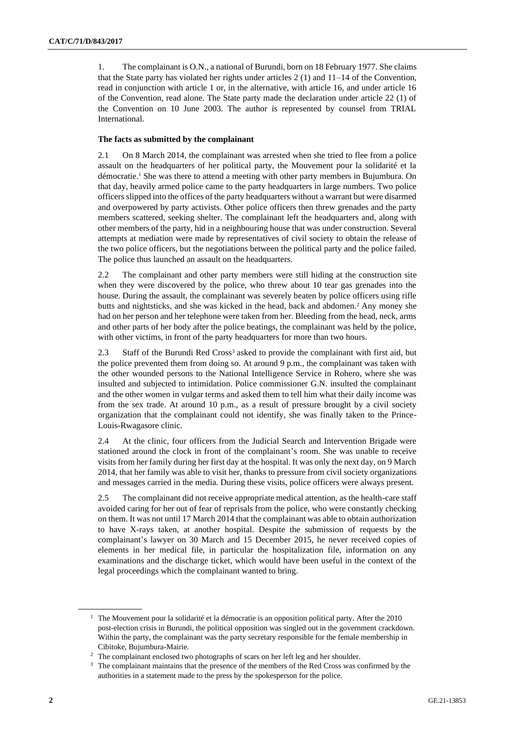1. The complainant is O.N., a national of Burundi, born on 18 February 1977. She claims that the State party has violated her rights under articles 2 (1) and 11–14 of the Convention, read in conjunction with article 1 or, in the alternative, with article 16, and under article 16 of the Convention, read alone. The State party made the declaration under article 22 (1) of the Convention on 10 June 2003. The author is represented by counsel from TRIAL International.

**The facts as submitted by the complainant**

2.1 On 8 March 2014, the complainant was arrested when she tried to flee from a police assault on the headquarters of her political party, the Mouvement pour la solidarité et la démocratie.[1] She was there to attend a meeting with other party members in Bujumbura. On that day, heavily armed police came to the party headquarters in large numbers. Two police officers slipped into the offices of the party headquarters without a warrant but were disarmed and overpowered by party activists. Other police officers then threw grenades and the party members scattered, seeking shelter. The complainant left the headquarters and, along with other members of the party, hid in a neighbouring house that was under construction. Several attempts at mediation were made by representatives of civil society to obtain the release of the two police officers, but the negotiations between the political party and the police failed. The police thus launched an assault on the headquarters.

2.2 The complainant and other party members were still hiding at the construction site when they were discovered by the police, who threw about 10 tear gas grenades into the house. During the assault, the complainant was severely beaten by police officers using rifle butts and nightsticks, and she was kicked in the head, back and abdomen.[2] Any money she had on her person and her telephone were taken from her. Bleeding from the head, neck, arms and other parts of her body after the police beatings, the complainant was held by the police, with other victims, in front of the party headquarters for more than two hours.

2.3 Staff of the Burundi Red Cross[3] asked to provide the complainant with first aid, but the police prevented them from doing so. At around 9 p.m., the complainant was taken with the other wounded persons to the National Intelligence Service in Rohero, where she was insulted and subjected to intimidation. Police commissioner G.N. insulted the complainant and the other women in vulgar terms and asked them to tell him what their daily income was from the sex trade. At around 10 p.m., as a result of pressure brought by a civil society organization that the complainant could not identify, she was finally taken to the Prince-Louis-Rwagasore clinic.

2.4 At the clinic, four officers from the Judicial Search and Intervention Brigade were stationed around the clock in front of the complainant's room. She was unable to receive visits from her family during her first day at the hospital. It was only the next day, on 9 March 2014, that her family was able to visit her, thanks to pressure from civil society organizations and messages carried in the media. During these visits, police officers were always present.

2.5 The complainant did not receive appropriate medical attention, as the health-care staff avoided caring for her out of fear of reprisals from the police, who were constantly checking on them. It was not until 17 March 2014 that the complainant was able to obtain authorization to have X-rays taken, at another hospital. Despite the submission of requests by the complainant's lawyer on 30 March and 15 December 2015, he never received copies of elements in her medical file, in particular the hospitalization file, information on any examinations and the discharge ticket, which would have been useful in the context of the legal proceedings which the complainant wanted to bring.

---

[1] The Mouvement pour la solidarité et la démocratie is an opposition political party. After the 2010 post-election crisis in Burundi, the political opposition was singled out in the government crackdown. Within the party, the complainant was the party secretary responsible for the female membership in Cibitoke, Bujumbura-Mairie.

[2] The complainant enclosed two photographs of scars on her left leg and her shoulder.

[3] The complainant maintains that the presence of the members of the Red Cross was confirmed by the authorities in a statement made to the press by the spokesperson for the police.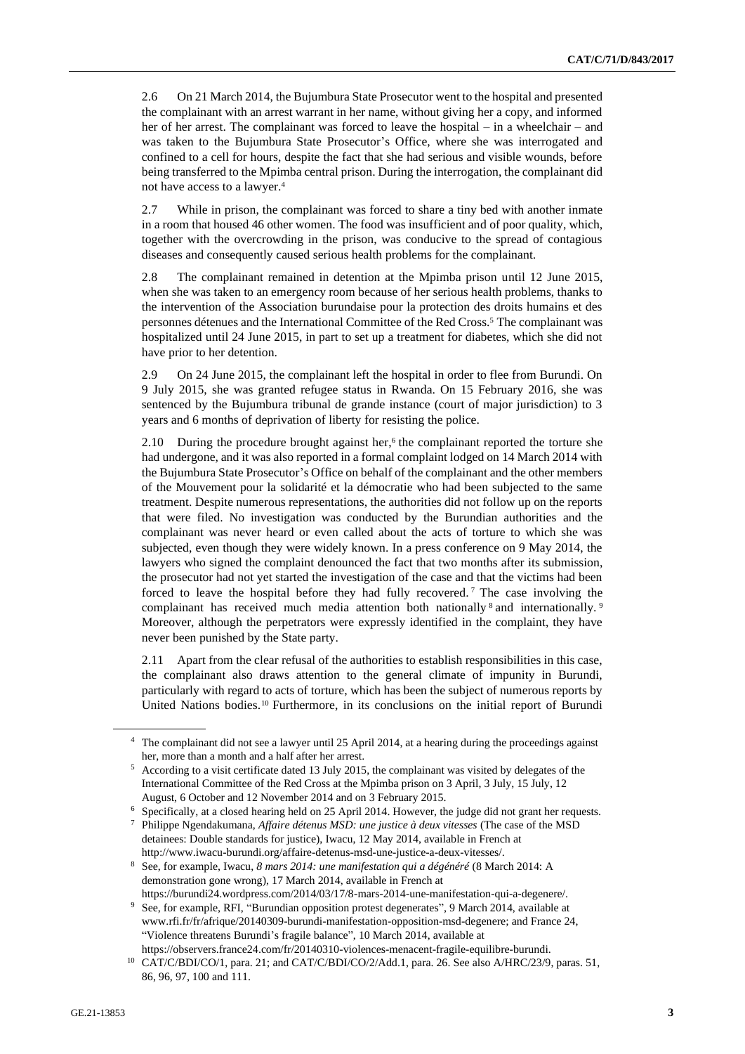2.6 On 21 March 2014, the Bujumbura State Prosecutor went to the hospital and presented the complainant with an arrest warrant in her name, without giving her a copy, and informed her of her arrest. The complainant was forced to leave the hospital – in a wheelchair – and was taken to the Bujumbura State Prosecutor's Office, where she was interrogated and confined to a cell for hours, despite the fact that she had serious and visible wounds, before being transferred to the Mpimba central prison. During the interrogation, the complainant did not have access to a lawyer.[4]

2.7 While in prison, the complainant was forced to share a tiny bed with another inmate in a room that housed 46 other women. The food was insufficient and of poor quality, which, together with the overcrowding in the prison, was conducive to the spread of contagious diseases and consequently caused serious health problems for the complainant.

2.8 The complainant remained in detention at the Mpimba prison until 12 June 2015, when she was taken to an emergency room because of her serious health problems, thanks to the intervention of the Association burundaise pour la protection des droits humains et des personnes détenues and the International Committee of the Red Cross.[5] The complainant was hospitalized until 24 June 2015, in part to set up a treatment for diabetes, which she did not have prior to her detention.

2.9 On 24 June 2015, the complainant left the hospital in order to flee from Burundi. On 9 July 2015, she was granted refugee status in Rwanda. On 15 February 2016, she was sentenced by the Bujumbura tribunal de grande instance (court of major jurisdiction) to 3 years and 6 months of deprivation of liberty for resisting the police.

2.10 During the procedure brought against her,[6] the complainant reported the torture she had undergone, and it was also reported in a formal complaint lodged on 14 March 2014 with the Bujumbura State Prosecutor's Office on behalf of the complainant and the other members of the Mouvement pour la solidarité et la démocratie who had been subjected to the same treatment. Despite numerous representations, the authorities did not follow up on the reports that were filed. No investigation was conducted by the Burundian authorities and the complainant was never heard or even called about the acts of torture to which she was subjected, even though they were widely known. In a press conference on 9 May 2014, the lawyers who signed the complaint denounced the fact that two months after its submission, the prosecutor had not yet started the investigation of the case and that the victims had been forced to leave the hospital before they had fully recovered.[7] The case involving the complainant has received much media attention both nationally[8] and internationally.[9] Moreover, although the perpetrators were expressly identified in the complaint, they have never been punished by the State party.

2.11 Apart from the clear refusal of the authorities to establish responsibilities in this case, the complainant also draws attention to the general climate of impunity in Burundi, particularly with regard to acts of torture, which has been the subject of numerous reports by United Nations bodies.[10] Furthermore, in its conclusions on the initial report of Burundi

---

[4] The complainant did not see a lawyer until 25 April 2014, at a hearing during the proceedings against her, more than a month and a half after her arrest.

[5] According to a visit certificate dated 13 July 2015, the complainant was visited by delegates of the International Committee of the Red Cross at the Mpimba prison on 3 April, 3 July, 15 July, 12 August, 6 October and 12 November 2014 and on 3 February 2015.

[6] Specifically, at a closed hearing held on 25 April 2014. However, the judge did not grant her requests.

[7] Philippe Ngendakumana, *Affaire détenus MSD: une justice à deux vitesses* (The case of the MSD detainees: Double standards for justice), Iwacu, 12 May 2014, available in French at http://www.iwacu-burundi.org/affaire-detenus-msd-une-justice-a-deux-vitesses/.

[8] See, for example, Iwacu, *8 mars 2014: une manifestation qui a dégénéré* (8 March 2014: A demonstration gone wrong), 17 March 2014, available in French at https://burundi24.wordpress.com/2014/03/17/8-mars-2014-une-manifestation-qui-a-degenere/.

[9] See, for example, RFI, "Burundian opposition protest degenerates", 9 March 2014, available at www.rfi.fr/fr/afrique/20140309-burundi-manifestation-opposition-msd-degenere; and France 24, "Violence threatens Burundi's fragile balance", 10 March 2014, available at https://observers.france24.com/fr/20140310-violences-menacent-fragile-equilibre-burundi.

[10] CAT/C/BDI/CO/1, para. 21; and CAT/C/BDI/CO/2/Add.1, para. 26. See also A/HRC/23/9, paras. 51, 86, 96, 97, 100 and 111.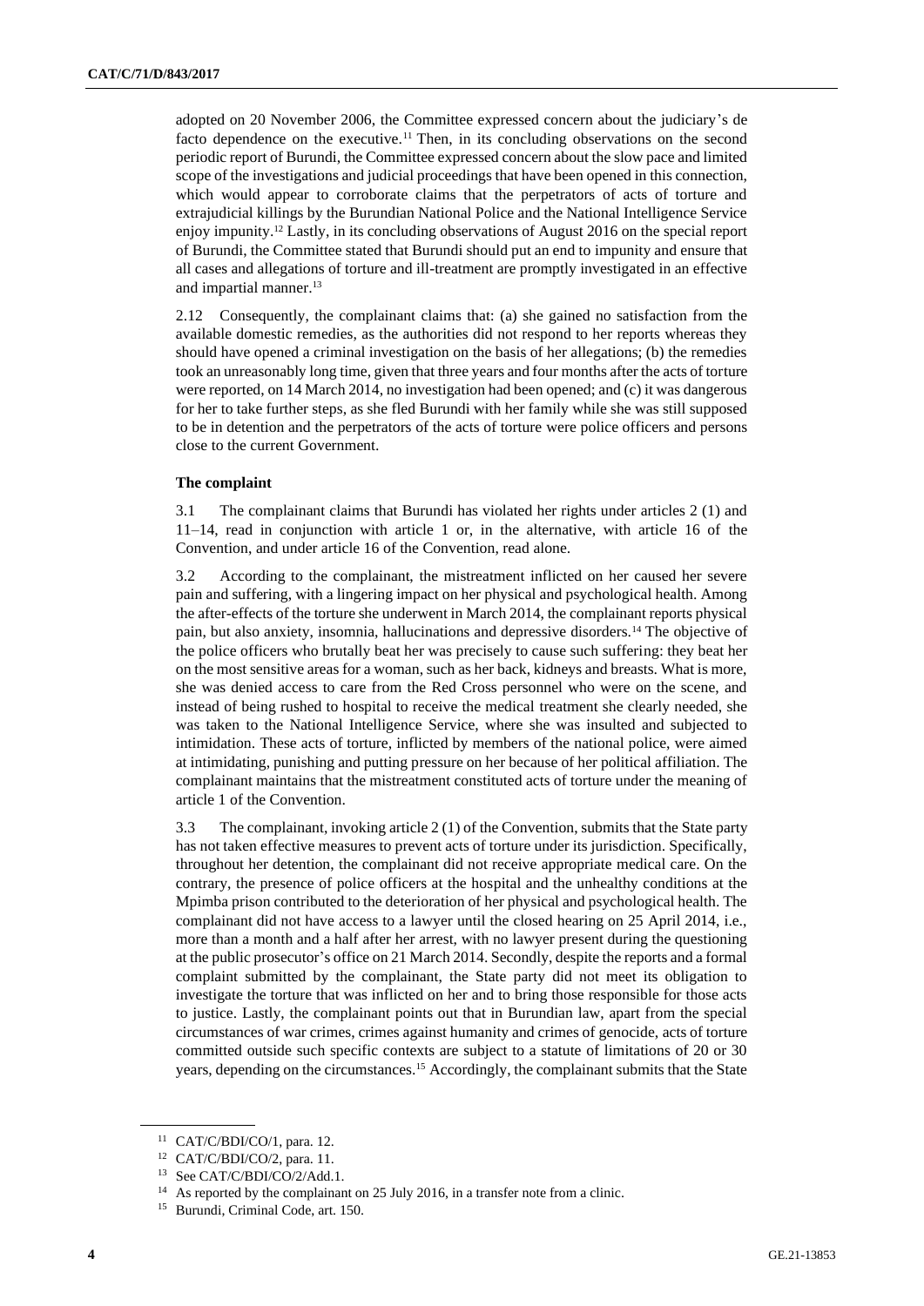adopted on 20 November 2006, the Committee expressed concern about the judiciary's de facto dependence on the executive.[11] Then, in its concluding observations on the second periodic report of Burundi, the Committee expressed concern about the slow pace and limited scope of the investigations and judicial proceedings that have been opened in this connection, which would appear to corroborate claims that the perpetrators of acts of torture and extrajudicial killings by the Burundian National Police and the National Intelligence Service enjoy impunity.[12] Lastly, in its concluding observations of August 2016 on the special report of Burundi, the Committee stated that Burundi should put an end to impunity and ensure that all cases and allegations of torture and ill-treatment are promptly investigated in an effective and impartial manner.[13]

2.12 Consequently, the complainant claims that: (a) she gained no satisfaction from the available domestic remedies, as the authorities did not respond to her reports whereas they should have opened a criminal investigation on the basis of her allegations; (b) the remedies took an unreasonably long time, given that three years and four months after the acts of torture were reported, on 14 March 2014, no investigation had been opened; and (c) it was dangerous for her to take further steps, as she fled Burundi with her family while she was still supposed to be in detention and the perpetrators of the acts of torture were police officers and persons close to the current Government.

### The complaint

3.1 The complainant claims that Burundi has violated her rights under articles 2 (1) and 11–14, read in conjunction with article 1 or, in the alternative, with article 16 of the Convention, and under article 16 of the Convention, read alone.

3.2 According to the complainant, the mistreatment inflicted on her caused her severe pain and suffering, with a lingering impact on her physical and psychological health. Among the after-effects of the torture she underwent in March 2014, the complainant reports physical pain, but also anxiety, insomnia, hallucinations and depressive disorders.[14] The objective of the police officers who brutally beat her was precisely to cause such suffering: they beat her on the most sensitive areas for a woman, such as her back, kidneys and breasts. What is more, she was denied access to care from the Red Cross personnel who were on the scene, and instead of being rushed to hospital to receive the medical treatment she clearly needed, she was taken to the National Intelligence Service, where she was insulted and subjected to intimidation. These acts of torture, inflicted by members of the national police, were aimed at intimidating, punishing and putting pressure on her because of her political affiliation. The complainant maintains that the mistreatment constituted acts of torture under the meaning of article 1 of the Convention.

3.3 The complainant, invoking article 2 (1) of the Convention, submits that the State party has not taken effective measures to prevent acts of torture under its jurisdiction. Specifically, throughout her detention, the complainant did not receive appropriate medical care. On the contrary, the presence of police officers at the hospital and the unhealthy conditions at the Mpimba prison contributed to the deterioration of her physical and psychological health. The complainant did not have access to a lawyer until the closed hearing on 25 April 2014, i.e., more than a month and a half after her arrest, with no lawyer present during the questioning at the public prosecutor's office on 21 March 2014. Secondly, despite the reports and a formal complaint submitted by the complainant, the State party did not meet its obligation to investigate the torture that was inflicted on her and to bring those responsible for those acts to justice. Lastly, the complainant points out that in Burundian law, apart from the special circumstances of war crimes, crimes against humanity and crimes of genocide, acts of torture committed outside such specific contexts are subject to a statute of limitations of 20 or 30 years, depending on the circumstances.[15] Accordingly, the complainant submits that the State

---

[11] CAT/C/BDI/CO/1, para. 12.

[12] CAT/C/BDI/CO/2, para. 11.

[13] See CAT/C/BDI/CO/2/Add.1.

[14] As reported by the complainant on 25 July 2016, in a transfer note from a clinic.

[15] Burundi, Criminal Code, art. 150.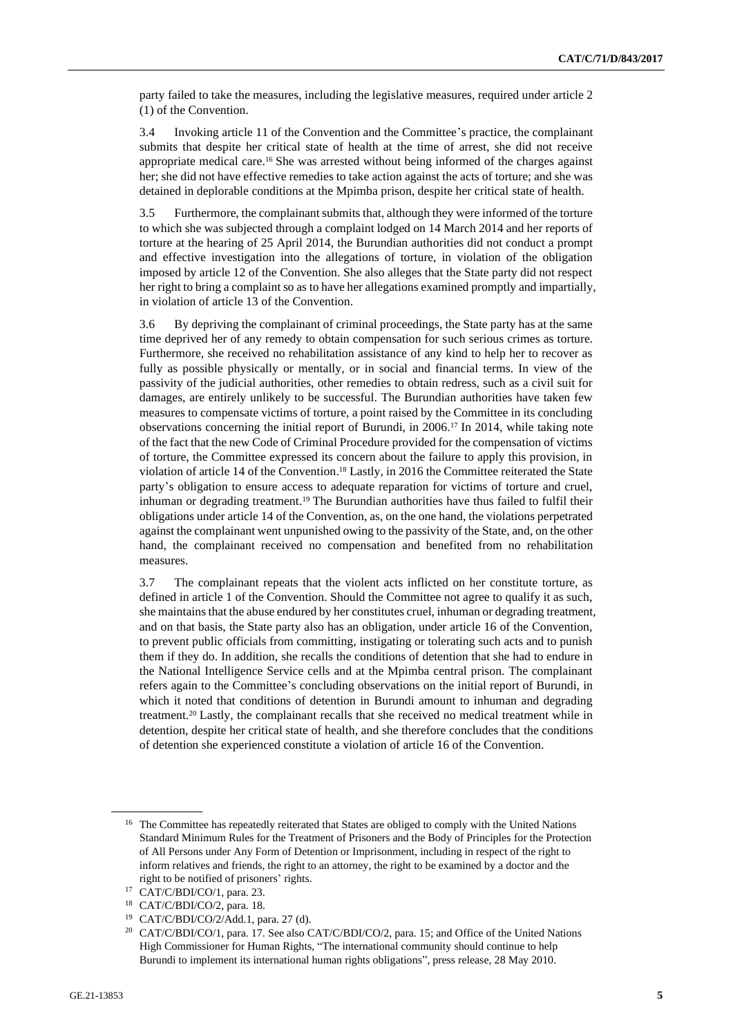party failed to take the measures, including the legislative measures, required under article 2 (1) of the Convention.

3.4 Invoking article 11 of the Convention and the Committee's practice, the complainant submits that despite her critical state of health at the time of arrest, she did not receive appropriate medical care.[16] She was arrested without being informed of the charges against her; she did not have effective remedies to take action against the acts of torture; and she was detained in deplorable conditions at the Mpimba prison, despite her critical state of health.

3.5 Furthermore, the complainant submits that, although they were informed of the torture to which she was subjected through a complaint lodged on 14 March 2014 and her reports of torture at the hearing of 25 April 2014, the Burundian authorities did not conduct a prompt and effective investigation into the allegations of torture, in violation of the obligation imposed by article 12 of the Convention. She also alleges that the State party did not respect her right to bring a complaint so as to have her allegations examined promptly and impartially, in violation of article 13 of the Convention.

3.6 By depriving the complainant of criminal proceedings, the State party has at the same time deprived her of any remedy to obtain compensation for such serious crimes as torture. Furthermore, she received no rehabilitation assistance of any kind to help her to recover as fully as possible physically or mentally, or in social and financial terms. In view of the passivity of the judicial authorities, other remedies to obtain redress, such as a civil suit for damages, are entirely unlikely to be successful. The Burundian authorities have taken few measures to compensate victims of torture, a point raised by the Committee in its concluding observations concerning the initial report of Burundi, in 2006.[17] In 2014, while taking note of the fact that the new Code of Criminal Procedure provided for the compensation of victims of torture, the Committee expressed its concern about the failure to apply this provision, in violation of article 14 of the Convention.[18] Lastly, in 2016 the Committee reiterated the State party's obligation to ensure access to adequate reparation for victims of torture and cruel, inhuman or degrading treatment.[19] The Burundian authorities have thus failed to fulfil their obligations under article 14 of the Convention, as, on the one hand, the violations perpetrated against the complainant went unpunished owing to the passivity of the State, and, on the other hand, the complainant received no compensation and benefited from no rehabilitation measures.

3.7 The complainant repeats that the violent acts inflicted on her constitute torture, as defined in article 1 of the Convention. Should the Committee not agree to qualify it as such, she maintains that the abuse endured by her constitutes cruel, inhuman or degrading treatment, and on that basis, the State party also has an obligation, under article 16 of the Convention, to prevent public officials from committing, instigating or tolerating such acts and to punish them if they do. In addition, she recalls the conditions of detention that she had to endure in the National Intelligence Service cells and at the Mpimba central prison. The complainant refers again to the Committee's concluding observations on the initial report of Burundi, in which it noted that conditions of detention in Burundi amount to inhuman and degrading treatment.[20] Lastly, the complainant recalls that she received no medical treatment while in detention, despite her critical state of health, and she therefore concludes that the conditions of detention she experienced constitute a violation of article 16 of the Convention.

---

[16] The Committee has repeatedly reiterated that States are obliged to comply with the United Nations Standard Minimum Rules for the Treatment of Prisoners and the Body of Principles for the Protection of All Persons under Any Form of Detention or Imprisonment, including in respect of the right to inform relatives and friends, the right to an attorney, the right to be examined by a doctor and the right to be notified of prisoners' rights.

[17] CAT/C/BDI/CO/1, para. 23.

[18] CAT/C/BDI/CO/2, para. 18.

[19] CAT/C/BDI/CO/2/Add.1, para. 27 (d).

[20] CAT/C/BDI/CO/1, para. 17. See also CAT/C/BDI/CO/2, para. 15; and Office of the United Nations High Commissioner for Human Rights, "The international community should continue to help Burundi to implement its international human rights obligations", press release, 28 May 2010.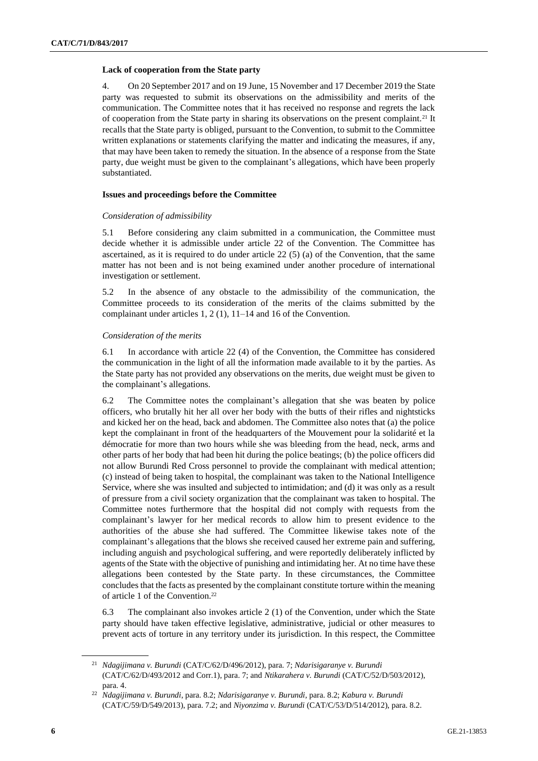### Lack of cooperation from the State party

4. On 20 September 2017 and on 19 June, 15 November and 17 December 2019 the State party was requested to submit its observations on the admissibility and merits of the communication. The Committee notes that it has received no response and regrets the lack of cooperation from the State party in sharing its observations on the present complaint.[21] It recalls that the State party is obliged, pursuant to the Convention, to submit to the Committee written explanations or statements clarifying the matter and indicating the measures, if any, that may have been taken to remedy the situation. In the absence of a response from the State party, due weight must be given to the complainant's allegations, which have been properly substantiated.

### Issues and proceedings before the Committee

*Consideration of admissibility*

5.1 Before considering any claim submitted in a communication, the Committee must decide whether it is admissible under article 22 of the Convention. The Committee has ascertained, as it is required to do under article 22 (5) (a) of the Convention, that the same matter has not been and is not being examined under another procedure of international investigation or settlement.

5.2 In the absence of any obstacle to the admissibility of the communication, the Committee proceeds to its consideration of the merits of the claims submitted by the complainant under articles 1, 2 (1), 11–14 and 16 of the Convention.

*Consideration of the merits*

6.1 In accordance with article 22 (4) of the Convention, the Committee has considered the communication in the light of all the information made available to it by the parties. As the State party has not provided any observations on the merits, due weight must be given to the complainant's allegations.

6.2 The Committee notes the complainant's allegation that she was beaten by police officers, who brutally hit her all over her body with the butts of their rifles and nightsticks and kicked her on the head, back and abdomen. The Committee also notes that (a) the police kept the complainant in front of the headquarters of the Mouvement pour la solidarité et la démocratie for more than two hours while she was bleeding from the head, neck, arms and other parts of her body that had been hit during the police beatings; (b) the police officers did not allow Burundi Red Cross personnel to provide the complainant with medical attention; (c) instead of being taken to hospital, the complainant was taken to the National Intelligence Service, where she was insulted and subjected to intimidation; and (d) it was only as a result of pressure from a civil society organization that the complainant was taken to hospital. The Committee notes furthermore that the hospital did not comply with requests from the complainant's lawyer for her medical records to allow him to present evidence to the authorities of the abuse she had suffered. The Committee likewise takes note of the complainant's allegations that the blows she received caused her extreme pain and suffering, including anguish and psychological suffering, and were reportedly deliberately inflicted by agents of the State with the objective of punishing and intimidating her. At no time have these allegations been contested by the State party. In these circumstances, the Committee concludes that the facts as presented by the complainant constitute torture within the meaning of article 1 of the Convention.[22]

6.3 The complainant also invokes article 2 (1) of the Convention, under which the State party should have taken effective legislative, administrative, judicial or other measures to prevent acts of torture in any territory under its jurisdiction. In this respect, the Committee

---

[21] *Ndagijimana v. Burundi* (CAT/C/62/D/496/2012), para. 7; *Ndarisigaranye v. Burundi* (CAT/C/62/D/493/2012 and Corr.1), para. 7; and *Ntikarahera v. Burundi* (CAT/C/52/D/503/2012), para. 4.

[22] *Ndagijimana v. Burundi*, para. 8.2; *Ndarisigaranye v. Burundi*, para. 8.2; *Kabura v. Burundi* (CAT/C/59/D/549/2013), para. 7.2; and *Niyonzima v. Burundi* (CAT/C/53/D/514/2012), para. 8.2.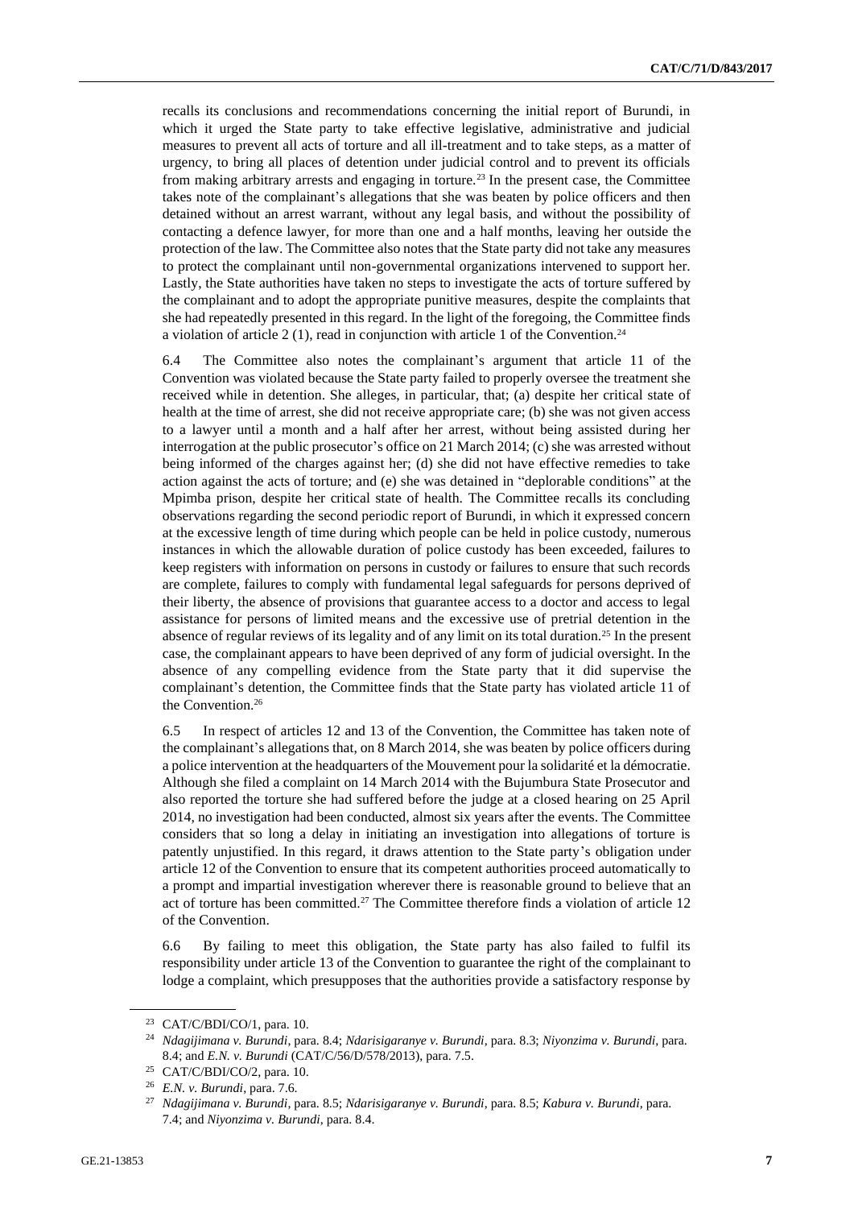recalls its conclusions and recommendations concerning the initial report of Burundi, in which it urged the State party to take effective legislative, administrative and judicial measures to prevent all acts of torture and all ill-treatment and to take steps, as a matter of urgency, to bring all places of detention under judicial control and to prevent its officials from making arbitrary arrests and engaging in torture.[23] In the present case, the Committee takes note of the complainant's allegations that she was beaten by police officers and then detained without an arrest warrant, without any legal basis, and without the possibility of contacting a defence lawyer, for more than one and a half months, leaving her outside the protection of the law. The Committee also notes that the State party did not take any measures to protect the complainant until non-governmental organizations intervened to support her. Lastly, the State authorities have taken no steps to investigate the acts of torture suffered by the complainant and to adopt the appropriate punitive measures, despite the complaints that she had repeatedly presented in this regard. In the light of the foregoing, the Committee finds a violation of article 2 (1), read in conjunction with article 1 of the Convention.[24]

6.4 The Committee also notes the complainant's argument that article 11 of the Convention was violated because the State party failed to properly oversee the treatment she received while in detention. She alleges, in particular, that; (a) despite her critical state of health at the time of arrest, she did not receive appropriate care; (b) she was not given access to a lawyer until a month and a half after her arrest, without being assisted during her interrogation at the public prosecutor's office on 21 March 2014; (c) she was arrested without being informed of the charges against her; (d) she did not have effective remedies to take action against the acts of torture; and (e) she was detained in "deplorable conditions" at the Mpimba prison, despite her critical state of health. The Committee recalls its concluding observations regarding the second periodic report of Burundi, in which it expressed concern at the excessive length of time during which people can be held in police custody, numerous instances in which the allowable duration of police custody has been exceeded, failures to keep registers with information on persons in custody or failures to ensure that such records are complete, failures to comply with fundamental legal safeguards for persons deprived of their liberty, the absence of provisions that guarantee access to a doctor and access to legal assistance for persons of limited means and the excessive use of pretrial detention in the absence of regular reviews of its legality and of any limit on its total duration.[25] In the present case, the complainant appears to have been deprived of any form of judicial oversight. In the absence of any compelling evidence from the State party that it did supervise the complainant's detention, the Committee finds that the State party has violated article 11 of the Convention.[26]

6.5 In respect of articles 12 and 13 of the Convention, the Committee has taken note of the complainant's allegations that, on 8 March 2014, she was beaten by police officers during a police intervention at the headquarters of the Mouvement pour la solidarité et la démocratie. Although she filed a complaint on 14 March 2014 with the Bujumbura State Prosecutor and also reported the torture she had suffered before the judge at a closed hearing on 25 April 2014, no investigation had been conducted, almost six years after the events. The Committee considers that so long a delay in initiating an investigation into allegations of torture is patently unjustified. In this regard, it draws attention to the State party's obligation under article 12 of the Convention to ensure that its competent authorities proceed automatically to a prompt and impartial investigation wherever there is reasonable ground to believe that an act of torture has been committed.[27] The Committee therefore finds a violation of article 12 of the Convention.

6.6 By failing to meet this obligation, the State party has also failed to fulfil its responsibility under article 13 of the Convention to guarantee the right of the complainant to lodge a complaint, which presupposes that the authorities provide a satisfactory response by

---

[23] CAT/C/BDI/CO/1, para. 10.

[24] *Ndagijimana v. Burundi*, para. 8.4; *Ndarisigaranye v. Burundi*, para. 8.3; *Niyonzima v. Burundi*, para. 8.4; and *E.N. v. Burundi* (CAT/C/56/D/578/2013), para. 7.5.

[25] CAT/C/BDI/CO/2, para. 10.

[26] *E.N. v. Burundi*, para. 7.6.

[27] *Ndagijimana v. Burundi*, para. 8.5; *Ndarisigaranye v. Burundi*, para. 8.5; *Kabura v. Burundi*, para. 7.4; and *Niyonzima v. Burundi*, para. 8.4.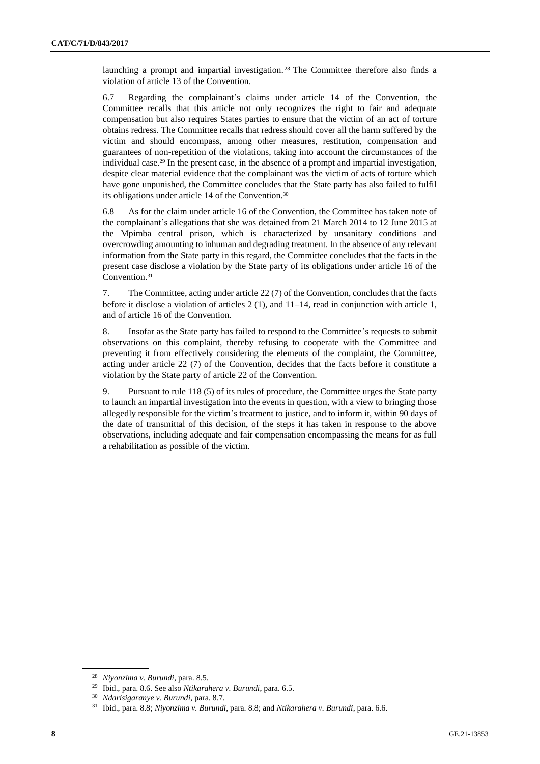launching a prompt and impartial investigation.[28] The Committee therefore also finds a violation of article 13 of the Convention.

6.7 Regarding the complainant's claims under article 14 of the Convention, the Committee recalls that this article not only recognizes the right to fair and adequate compensation but also requires States parties to ensure that the victim of an act of torture obtains redress. The Committee recalls that redress should cover all the harm suffered by the victim and should encompass, among other measures, restitution, compensation and guarantees of non-repetition of the violations, taking into account the circumstances of the individual case.[29] In the present case, in the absence of a prompt and impartial investigation, despite clear material evidence that the complainant was the victim of acts of torture which have gone unpunished, the Committee concludes that the State party has also failed to fulfil its obligations under article 14 of the Convention.[30]

6.8 As for the claim under article 16 of the Convention, the Committee has taken note of the complainant's allegations that she was detained from 21 March 2014 to 12 June 2015 at the Mpimba central prison, which is characterized by unsanitary conditions and overcrowding amounting to inhuman and degrading treatment. In the absence of any relevant information from the State party in this regard, the Committee concludes that the facts in the present case disclose a violation by the State party of its obligations under article 16 of the Convention.[31]

7. The Committee, acting under article 22 (7) of the Convention, concludes that the facts before it disclose a violation of articles 2 (1), and 11–14, read in conjunction with article 1, and of article 16 of the Convention.

8. Insofar as the State party has failed to respond to the Committee's requests to submit observations on this complaint, thereby refusing to cooperate with the Committee and preventing it from effectively considering the elements of the complaint, the Committee, acting under article 22 (7) of the Convention, decides that the facts before it constitute a violation by the State party of article 22 of the Convention.

9. Pursuant to rule 118 (5) of its rules of procedure, the Committee urges the State party to launch an impartial investigation into the events in question, with a view to bringing those allegedly responsible for the victim's treatment to justice, and to inform it, within 90 days of the date of transmittal of this decision, of the steps it has taken in response to the above observations, including adequate and fair compensation encompassing the means for as full a rehabilitation as possible of the victim.

---

[28] *Niyonzima v. Burundi*, para. 8.5.

[29] Ibid., para. 8.6. See also *Ntikarahera v. Burundi*, para. 6.5.

[30] *Ndarisigaranye v. Burundi*, para. 8.7.

[31] Ibid., para. 8.8; *Niyonzima v. Burundi*, para. 8.8; and *Ntikarahera v. Burundi*, para. 6.6.